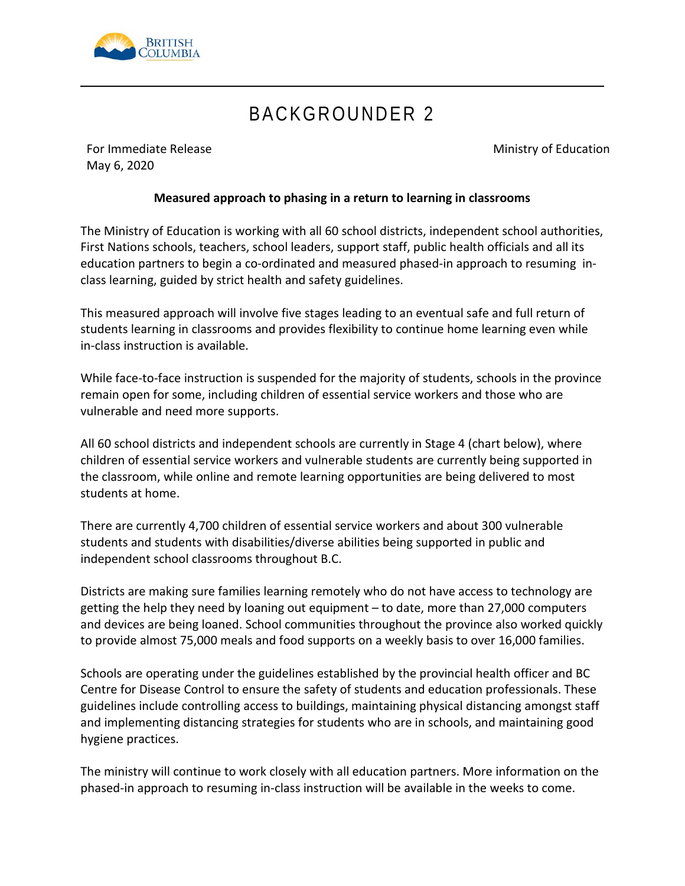# BACKGROUNDER 2

For Immediate Release
May 6, 2020

Ministry of Education

**Measured approach to phasing in a return to learning in classrooms**

The Ministry of Education is working with all 60 school districts, independent school authorities, First Nations schools, teachers, school leaders, support staff, public health officials and all its education partners to begin a co-ordinated and measured phased-in approach to resuming in-class learning, guided by strict health and safety guidelines.

This measured approach will involve five stages leading to an eventual safe and full return of students learning in classrooms and provides flexibility to continue home learning even while in-class instruction is available.

While face-to-face instruction is suspended for the majority of students, schools in the province remain open for some, including children of essential service workers and those who are vulnerable and need more supports.

All 60 school districts and independent schools are currently in Stage 4 (chart below), where children of essential service workers and vulnerable students are currently being supported in the classroom, while online and remote learning opportunities are being delivered to most students at home.

There are currently 4,700 children of essential service workers and about 300 vulnerable students and students with disabilities/diverse abilities being supported in public and independent school classrooms throughout B.C.

Districts are making sure families learning remotely who do not have access to technology are getting the help they need by loaning out equipment – to date, more than 27,000 computers and devices are being loaned. School communities throughout the province also worked quickly to provide almost 75,000 meals and food supports on a weekly basis to over 16,000 families.

Schools are operating under the guidelines established by the provincial health officer and BC Centre for Disease Control to ensure the safety of students and education professionals. These guidelines include controlling access to buildings, maintaining physical distancing amongst staff and implementing distancing strategies for students who are in schools, and maintaining good hygiene practices.

The ministry will continue to work closely with all education partners. More information on the phased-in approach to resuming in-class instruction will be available in the weeks to come.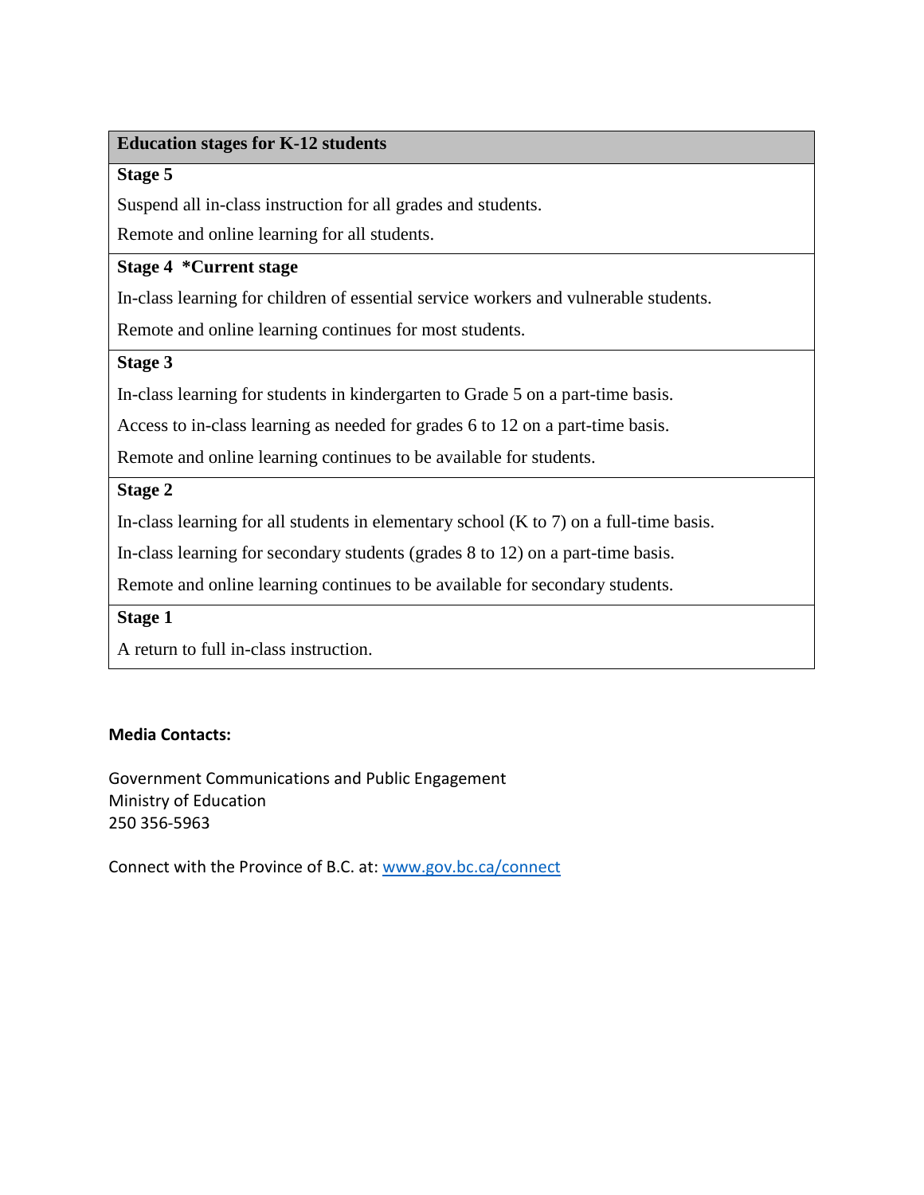| Education stages for K-12 students |
| --- |
| **Stage 5** |
| Suspend all in-class instruction for all grades and students.<br>Remote and online learning for all students. |
| **Stage 4 \*Current stage** |
| In-class learning for children of essential service workers and vulnerable students.<br>Remote and online learning continues for most students. |
| **Stage 3** |
| In-class learning for students in kindergarten to Grade 5 on a part-time basis.<br>Access to in-class learning as needed for grades 6 to 12 on a part-time basis.<br>Remote and online learning continues to be available for students. |
| **Stage 2** |
| In-class learning for all students in elementary school (K to 7) on a full-time basis.<br>In-class learning for secondary students (grades 8 to 12) on a part-time basis.<br>Remote and online learning continues to be available for secondary students. |
| **Stage 1** |
| A return to full in-class instruction. |

**Media Contacts:**

Government Communications and Public Engagement
Ministry of Education
250 356-5963

Connect with the Province of B.C. at: www.gov.bc.ca/connect